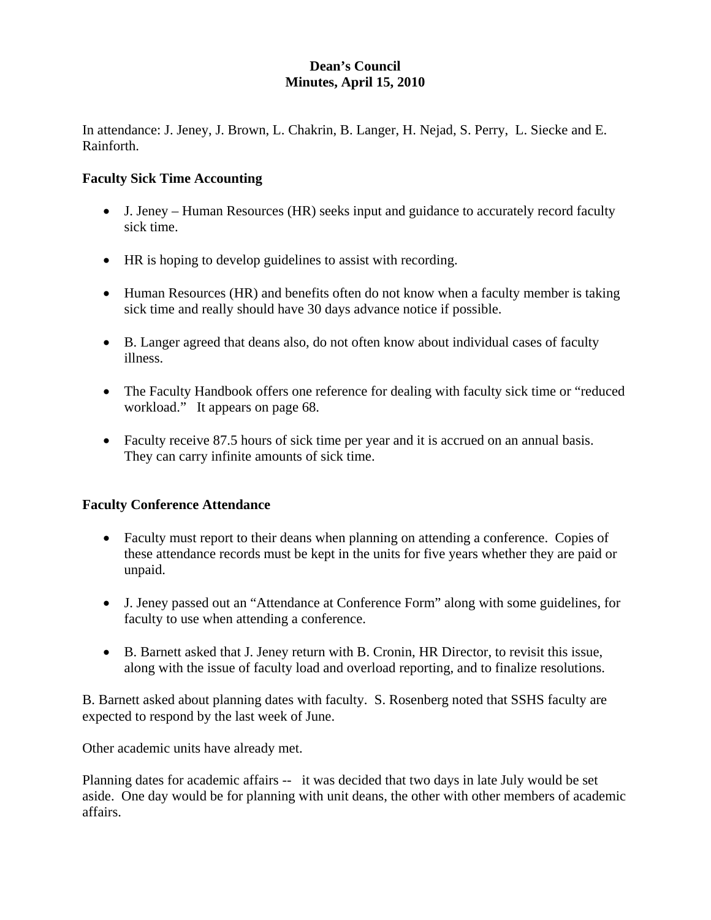# Dean's Council
## Minutes, April 15, 2010

In attendance: J. Jeney, J. Brown, L. Chakrin, B. Langer, H. Nejad, S. Perry, L. Siecke and E. Rainforth.

### Faculty Sick Time Accounting

- J. Jeney – Human Resources (HR) seeks input and guidance to accurately record faculty sick time.
- HR is hoping to develop guidelines to assist with recording.
- Human Resources (HR) and benefits often do not know when a faculty member is taking sick time and really should have 30 days advance notice if possible.
- B. Langer agreed that deans also, do not often know about individual cases of faculty illness.
- The Faculty Handbook offers one reference for dealing with faculty sick time or "reduced workload." It appears on page 68.
- Faculty receive 87.5 hours of sick time per year and it is accrued on an annual basis. They can carry infinite amounts of sick time.

### Faculty Conference Attendance

- Faculty must report to their deans when planning on attending a conference. Copies of these attendance records must be kept in the units for five years whether they are paid or unpaid.
- J. Jeney passed out an "Attendance at Conference Form" along with some guidelines, for faculty to use when attending a conference.
- B. Barnett asked that J. Jeney return with B. Cronin, HR Director, to revisit this issue, along with the issue of faculty load and overload reporting, and to finalize resolutions.

B. Barnett asked about planning dates with faculty. S. Rosenberg noted that SSHS faculty are expected to respond by the last week of June.

Other academic units have already met.

Planning dates for academic affairs -- it was decided that two days in late July would be set aside. One day would be for planning with unit deans, the other with other members of academic affairs.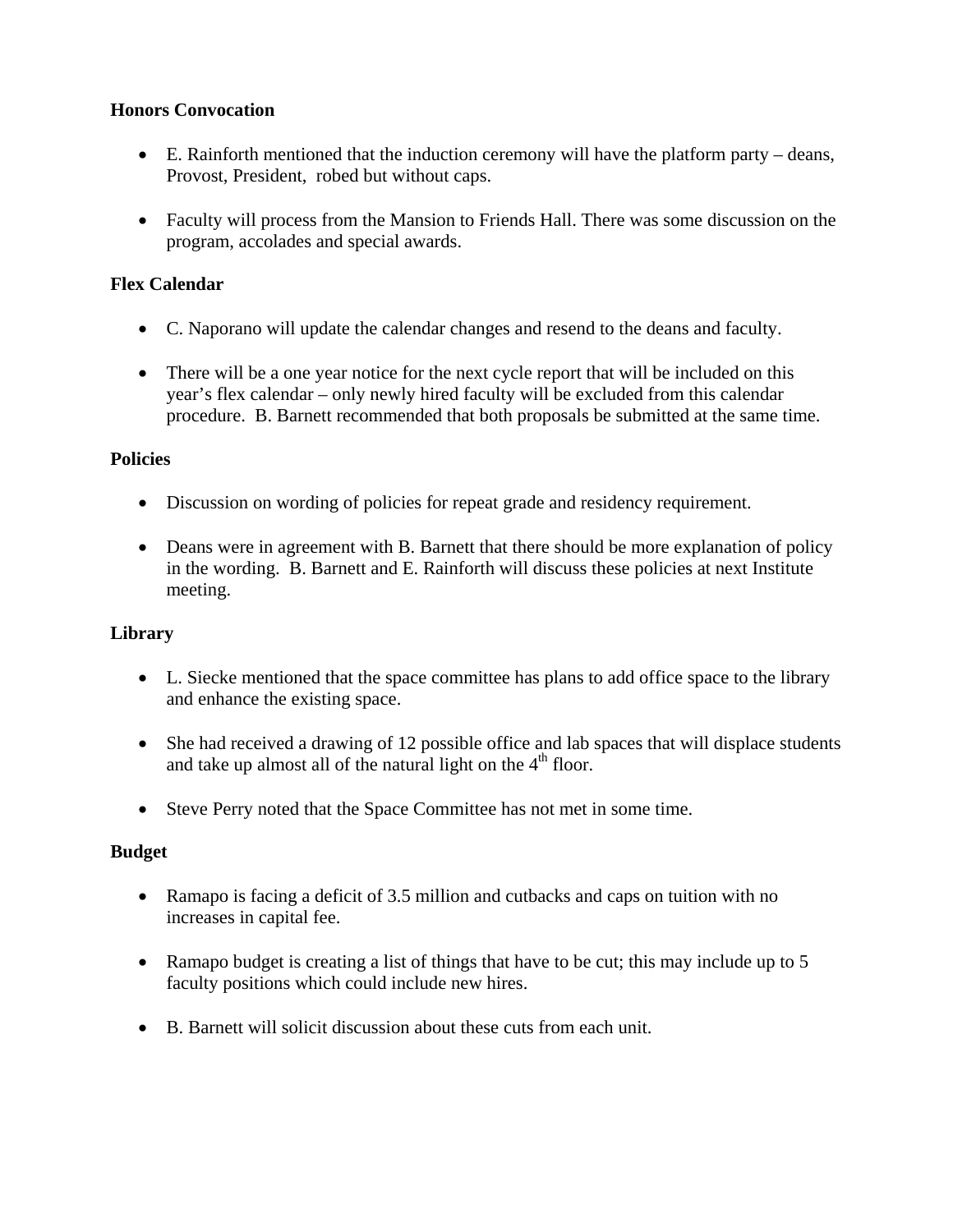**Honors Convocation**

- E. Rainforth mentioned that the induction ceremony will have the platform party – deans, Provost, President, robed but without caps.

- Faculty will process from the Mansion to Friends Hall. There was some discussion on the program, accolades and special awards.

**Flex Calendar**

- C. Naporano will update the calendar changes and resend to the deans and faculty.

- There will be a one year notice for the next cycle report that will be included on this year's flex calendar – only newly hired faculty will be excluded from this calendar procedure. B. Barnett recommended that both proposals be submitted at the same time.

**Policies**

- Discussion on wording of policies for repeat grade and residency requirement.

- Deans were in agreement with B. Barnett that there should be more explanation of policy in the wording. B. Barnett and E. Rainforth will discuss these policies at next Institute meeting.

**Library**

- L. Siecke mentioned that the space committee has plans to add office space to the library and enhance the existing space.

- She had received a drawing of 12 possible office and lab spaces that will displace students and take up almost all of the natural light on the 4th floor.

- Steve Perry noted that the Space Committee has not met in some time.

**Budget**

- Ramapo is facing a deficit of 3.5 million and cutbacks and caps on tuition with no increases in capital fee.

- Ramapo budget is creating a list of things that have to be cut; this may include up to 5 faculty positions which could include new hires.

- B. Barnett will solicit discussion about these cuts from each unit.